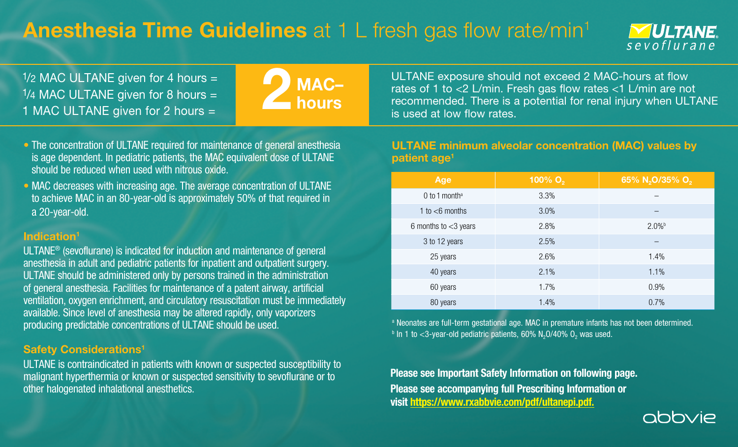# Anesthesia Time Guidelines at 1 L fresh gas flow rate/min[1]

**ULTANE** sevoflurane

1/2 MAC ULTANE given for 4 hours =
1/4 MAC ULTANE given for 8 hours =
1 MAC ULTANE given for 2 hours =

**2 MAC–hours**

ULTANE exposure should not exceed 2 MAC-hours at flow rates of 1 to <2 L/min. Fresh gas flow rates <1 L/min are not recommended. There is a potential for renal injury when ULTANE is used at low flow rates.

- The concentration of ULTANE required for maintenance of general anesthesia is age dependent. In pediatric patients, the MAC equivalent dose of ULTANE should be reduced when used with nitrous oxide.
- MAC decreases with increasing age. The average concentration of ULTANE to achieve MAC in an 80-year-old is approximately 50% of that required in a 20-year-old.

## Indication[1]

ULTANE® (sevoflurane) is indicated for induction and maintenance of general anesthesia in adult and pediatric patients for inpatient and outpatient surgery. ULTANE should be administered only by persons trained in the administration of general anesthesia. Facilities for maintenance of a patent airway, artificial ventilation, oxygen enrichment, and circulatory resuscitation must be immediately available. Since level of anesthesia may be altered rapidly, only vaporizers producing predictable concentrations of ULTANE should be used.

## Safety Considerations[1]

ULTANE is contraindicated in patients with known or suspected susceptibility to malignant hyperthermia or known or suspected sensitivity to sevoflurane or to other halogenated inhalational anesthetics.

## ULTANE minimum alveolar concentration (MAC) values by patient age[1]

| Age | 100% $O_2$ | 65% $N_2O$/35% $O_2$ |
|---|---|---|
| 0 to 1 month[a] | 3.3% | – |
| 1 to <6 months | 3.0% | – |
| 6 months to <3 years | 2.8% | 2.0%[b] |
| 3 to 12 years | 2.5% | – |
| 25 years | 2.6% | 1.4% |
| 40 years | 2.1% | 1.1% |
| 60 years | 1.7% | 0.9% |
| 80 years | 1.4% | 0.7% |

[a] Neonates are full-term gestational age. MAC in premature infants has not been determined.
[b] In 1 to <3-year-old pediatric patients, 60% $N_2O$/40% $O_2$ was used.

**Please see Important Safety Information on following page.**
**Please see accompanying full Prescribing Information or visit https://www.rxabbvie.com/pdf/ultanepi.pdf.**

abbvie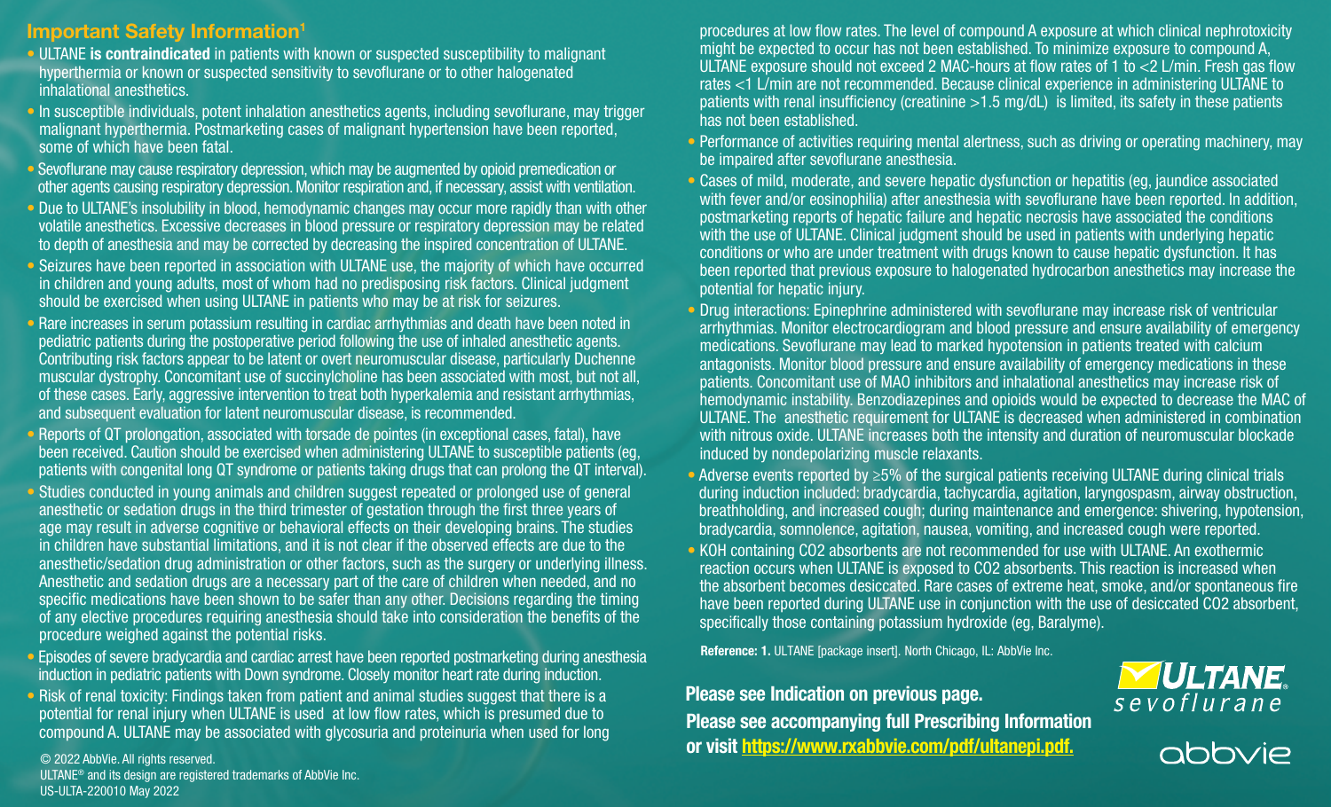## Important Safety Information[1]

- ULTANE **is contraindicated** in patients with known or suspected susceptibility to malignant hyperthermia or known or suspected sensitivity to sevoflurane or to other halogenated inhalational anesthetics.
- In susceptible individuals, potent inhalation anesthetics agents, including sevoflurane, may trigger malignant hyperthermia. Postmarketing cases of malignant hypertension have been reported, some of which have been fatal.
- Sevoflurane may cause respiratory depression, which may be augmented by opioid premedication or other agents causing respiratory depression. Monitor respiration and, if necessary, assist with ventilation.
- Due to ULTANE's insolubility in blood, hemodynamic changes may occur more rapidly than with other volatile anesthetics. Excessive decreases in blood pressure or respiratory depression may be related to depth of anesthesia and may be corrected by decreasing the inspired concentration of ULTANE.
- Seizures have been reported in association with ULTANE use, the majority of which have occurred in children and young adults, most of whom had no predisposing risk factors. Clinical judgment should be exercised when using ULTANE in patients who may be at risk for seizures.
- Rare increases in serum potassium resulting in cardiac arrhythmias and death have been noted in pediatric patients during the postoperative period following the use of inhaled anesthetic agents. Contributing risk factors appear to be latent or overt neuromuscular disease, particularly Duchenne muscular dystrophy. Concomitant use of succinylcholine has been associated with most, but not all, of these cases. Early, aggressive intervention to treat both hyperkalemia and resistant arrhythmias, and subsequent evaluation for latent neuromuscular disease, is recommended.
- Reports of QT prolongation, associated with torsade de pointes (in exceptional cases, fatal), have been received. Caution should be exercised when administering ULTANE to susceptible patients (eg, patients with congenital long QT syndrome or patients taking drugs that can prolong the QT interval).
- Studies conducted in young animals and children suggest repeated or prolonged use of general anesthetic or sedation drugs in the third trimester of gestation through the first three years of age may result in adverse cognitive or behavioral effects on their developing brains. The studies in children have substantial limitations, and it is not clear if the observed effects are due to the anesthetic/sedation drug administration or other factors, such as the surgery or underlying illness. Anesthetic and sedation drugs are a necessary part of the care of children when needed, and no specific medications have been shown to be safer than any other. Decisions regarding the timing of any elective procedures requiring anesthesia should take into consideration the benefits of the procedure weighed against the potential risks.
- Episodes of severe bradycardia and cardiac arrest have been reported postmarketing during anesthesia induction in pediatric patients with Down syndrome. Closely monitor heart rate during induction.
- Risk of renal toxicity: Findings taken from patient and animal studies suggest that there is a potential for renal injury when ULTANE is used at low flow rates, which is presumed due to compound A. ULTANE may be associated with glycosuria and proteinuria when used for long procedures at low flow rates. The level of compound A exposure at which clinical nephrotoxicity might be expected to occur has not been established. To minimize exposure to compound A, ULTANE exposure should not exceed 2 MAC-hours at flow rates of 1 to <2 L/min. Fresh gas flow rates <1 L/min are not recommended. Because clinical experience in administering ULTANE to patients with renal insufficiency (creatinine >1.5 mg/dL) is limited, its safety in these patients has not been established.
- Performance of activities requiring mental alertness, such as driving or operating machinery, may be impaired after sevoflurane anesthesia.
- Cases of mild, moderate, and severe hepatic dysfunction or hepatitis (eg, jaundice associated with fever and/or eosinophilia) after anesthesia with sevoflurane have been reported. In addition, postmarketing reports of hepatic failure and hepatic necrosis have associated the conditions with the use of ULTANE. Clinical judgment should be used in patients with underlying hepatic conditions or who are under treatment with drugs known to cause hepatic dysfunction. It has been reported that previous exposure to halogenated hydrocarbon anesthetics may increase the potential for hepatic injury.
- Drug interactions: Epinephrine administered with sevoflurane may increase risk of ventricular arrhythmias. Monitor electrocardiogram and blood pressure and ensure availability of emergency medications. Sevoflurane may lead to marked hypotension in patients treated with calcium antagonists. Monitor blood pressure and ensure availability of emergency medications in these patients. Concomitant use of MAO inhibitors and inhalational anesthetics may increase risk of hemodynamic instability. Benzodiazepines and opioids would be expected to decrease the MAC of ULTANE. The anesthetic requirement for ULTANE is decreased when administered in combination with nitrous oxide. ULTANE increases both the intensity and duration of neuromuscular blockade induced by nondepolarizing muscle relaxants.
- Adverse events reported by ≥5% of the surgical patients receiving ULTANE during clinical trials during induction included: bradycardia, tachycardia, agitation, laryngospasm, airway obstruction, breathholding, and increased cough; during maintenance and emergence: shivering, hypotension, bradycardia, somnolence, agitation, nausea, vomiting, and increased cough were reported.
- KOH containing $CO_2$ absorbents are not recommended for use with ULTANE. An exothermic reaction occurs when ULTANE is exposed to $CO_2$ absorbents. This reaction is increased when the absorbent becomes desiccated. Rare cases of extreme heat, smoke, and/or spontaneous fire have been reported during ULTANE use in conjunction with the use of desiccated $CO_2$ absorbent, specifically those containing potassium hydroxide (eg, Baralyme).

**Reference: 1.** ULTANE [package insert]. North Chicago, IL: AbbVie Inc.

**Please see Indication on previous page.**

**Please see accompanying full Prescribing Information or visit https://www.rxabbvie.com/pdf/ultanepi.pdf.**

ULTANE® sevoflurane

abbvie

© 2022 AbbVie. All rights reserved.
ULTANE® and its design are registered trademarks of AbbVie Inc.
US-ULTA-220010 May 2022